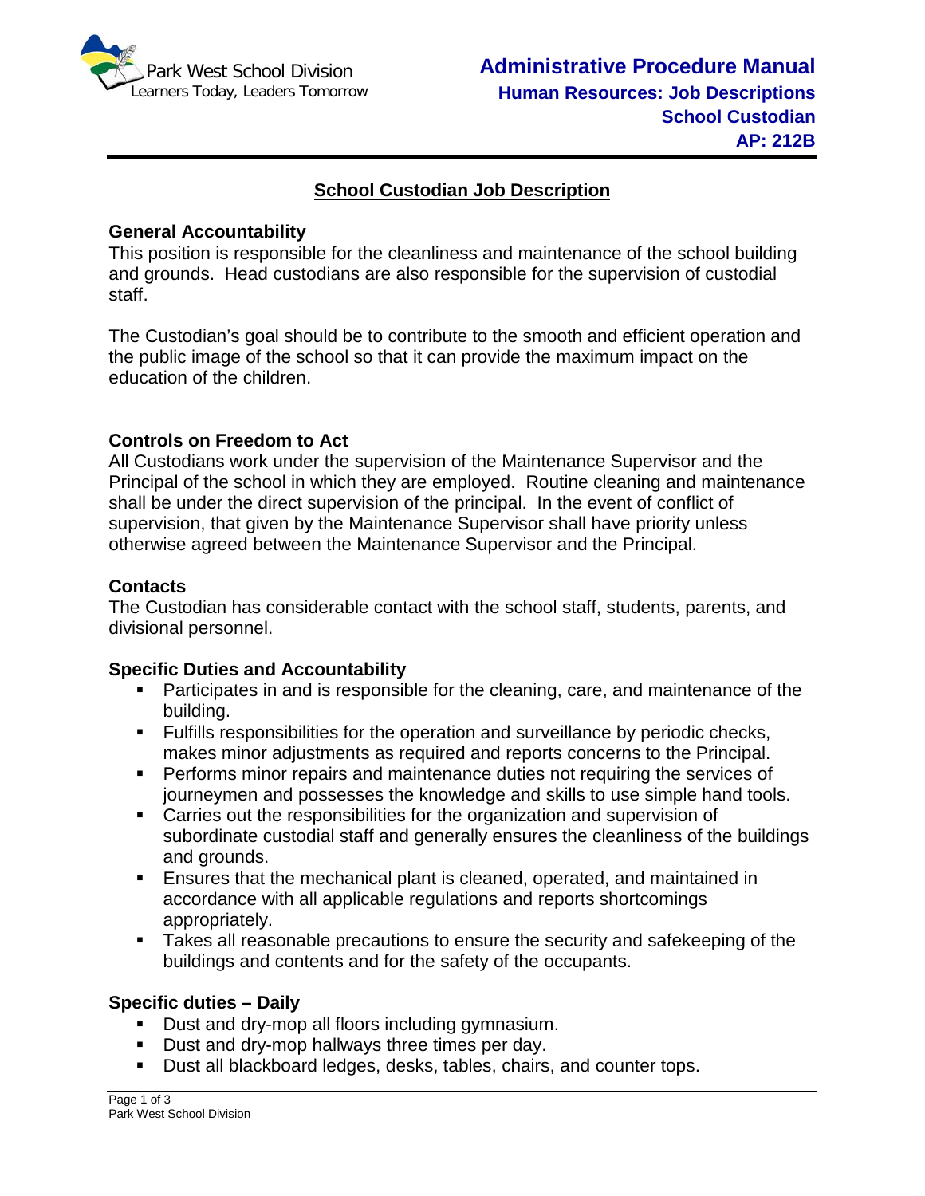Park West School Division
Learners Today, Leaders Tomorrow

**Administrative Procedure Manual**
**Human Resources: Job Descriptions**
**School Custodian**
**AP: 212B**

# School Custodian Job Description

## General Accountability

This position is responsible for the cleanliness and maintenance of the school building and grounds. Head custodians are also responsible for the supervision of custodial staff.

The Custodian's goal should be to contribute to the smooth and efficient operation and the public image of the school so that it can provide the maximum impact on the education of the children.

## Controls on Freedom to Act

All Custodians work under the supervision of the Maintenance Supervisor and the Principal of the school in which they are employed. Routine cleaning and maintenance shall be under the direct supervision of the principal. In the event of conflict of supervision, that given by the Maintenance Supervisor shall have priority unless otherwise agreed between the Maintenance Supervisor and the Principal.

## Contacts

The Custodian has considerable contact with the school staff, students, parents, and divisional personnel.

## Specific Duties and Accountability

- Participates in and is responsible for the cleaning, care, and maintenance of the building.
- Fulfills responsibilities for the operation and surveillance by periodic checks, makes minor adjustments as required and reports concerns to the Principal.
- Performs minor repairs and maintenance duties not requiring the services of journeymen and possesses the knowledge and skills to use simple hand tools.
- Carries out the responsibilities for the organization and supervision of subordinate custodial staff and generally ensures the cleanliness of the buildings and grounds.
- Ensures that the mechanical plant is cleaned, operated, and maintained in accordance with all applicable regulations and reports shortcomings appropriately.
- Takes all reasonable precautions to ensure the security and safekeeping of the buildings and contents and for the safety of the occupants.

## Specific duties – Daily

- Dust and dry-mop all floors including gymnasium.
- Dust and dry-mop hallways three times per day.
- Dust all blackboard ledges, desks, tables, chairs, and counter tops.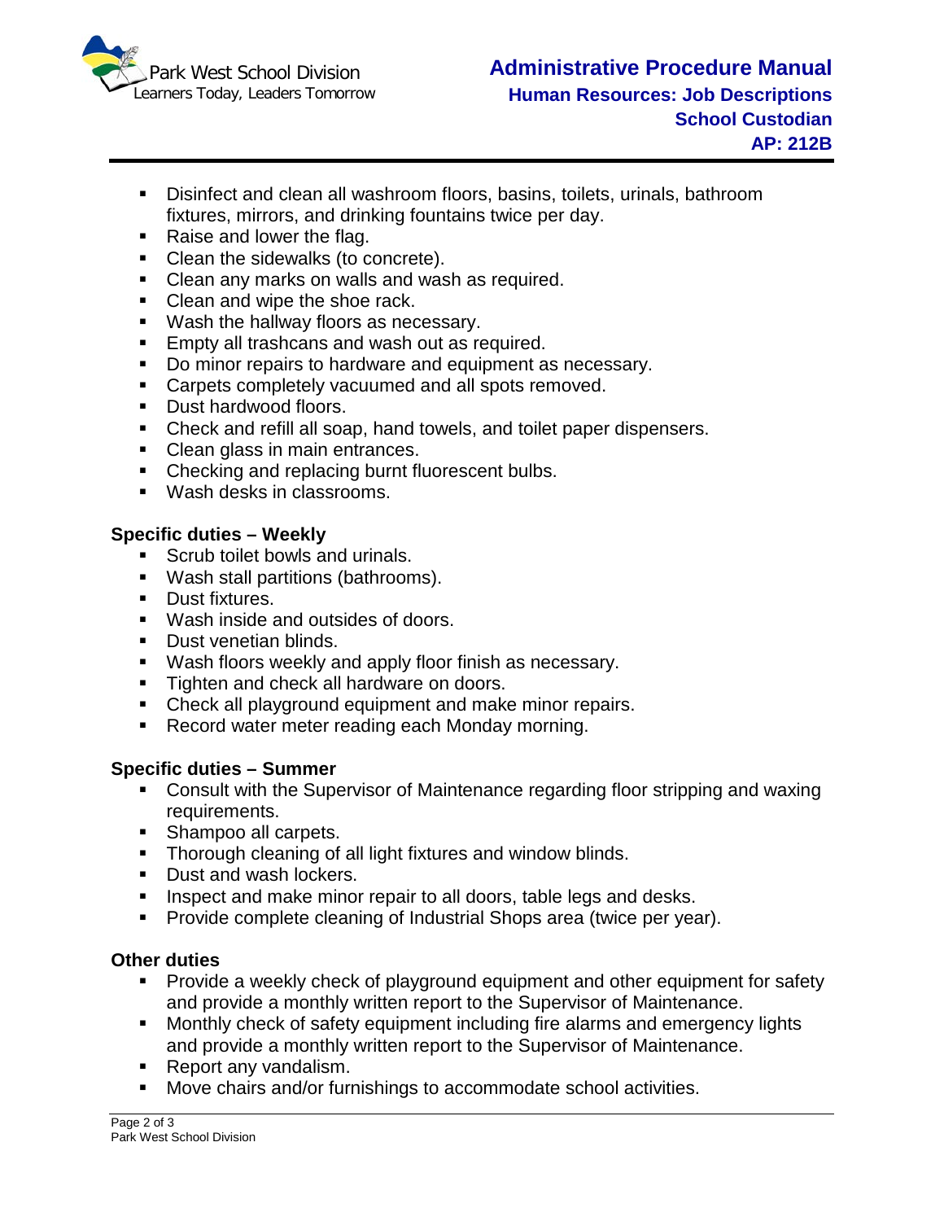- Disinfect and clean all washroom floors, basins, toilets, urinals, bathroom fixtures, mirrors, and drinking fountains twice per day.
- Raise and lower the flag.
- Clean the sidewalks (to concrete).
- Clean any marks on walls and wash as required.
- Clean and wipe the shoe rack.
- Wash the hallway floors as necessary.
- Empty all trashcans and wash out as required.
- Do minor repairs to hardware and equipment as necessary.
- Carpets completely vacuumed and all spots removed.
- Dust hardwood floors.
- Check and refill all soap, hand towels, and toilet paper dispensers.
- Clean glass in main entrances.
- Checking and replacing burnt fluorescent bulbs.
- Wash desks in classrooms.

**Specific duties – Weekly**

- Scrub toilet bowls and urinals.
- Wash stall partitions (bathrooms).
- Dust fixtures.
- Wash inside and outsides of doors.
- Dust venetian blinds.
- Wash floors weekly and apply floor finish as necessary.
- Tighten and check all hardware on doors.
- Check all playground equipment and make minor repairs.
- Record water meter reading each Monday morning.

**Specific duties – Summer**

- Consult with the Supervisor of Maintenance regarding floor stripping and waxing requirements.
- Shampoo all carpets.
- Thorough cleaning of all light fixtures and window blinds.
- Dust and wash lockers.
- Inspect and make minor repair to all doors, table legs and desks.
- Provide complete cleaning of Industrial Shops area (twice per year).

**Other duties**

- Provide a weekly check of playground equipment and other equipment for safety and provide a monthly written report to the Supervisor of Maintenance.
- Monthly check of safety equipment including fire alarms and emergency lights and provide a monthly written report to the Supervisor of Maintenance.
- Report any vandalism.
- Move chairs and/or furnishings to accommodate school activities.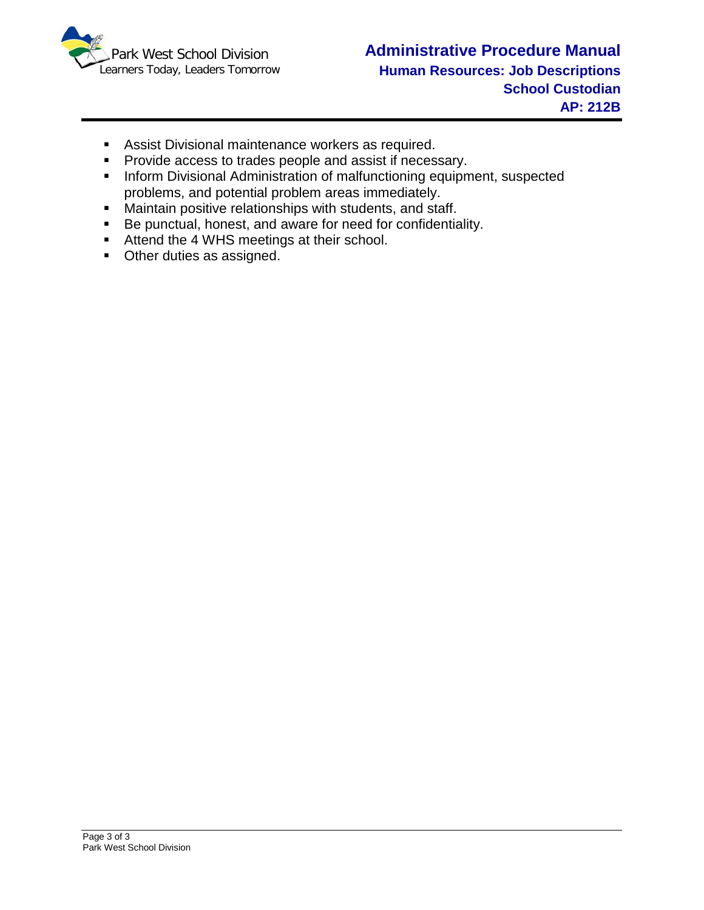- Assist Divisional maintenance workers as required.
- Provide access to trades people and assist if necessary.
- Inform Divisional Administration of malfunctioning equipment, suspected problems, and potential problem areas immediately.
- Maintain positive relationships with students, and staff.
- Be punctual, honest, and aware for need for confidentiality.
- Attend the 4 WHS meetings at their school.
- Other duties as assigned.